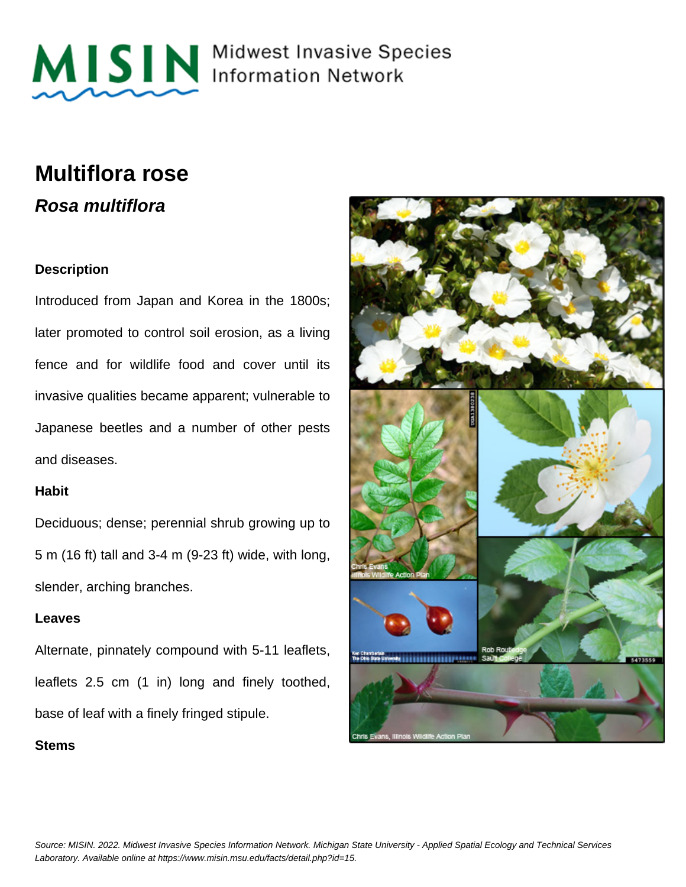MISIN Midwest Invasive Species Information Network

# Multiflora rose

## *Rosa multiflora*

### Description

Introduced from Japan and Korea in the 1800s; later promoted to control soil erosion, as a living fence and for wildlife food and cover until its invasive qualities became apparent; vulnerable to Japanese beetles and a number of other pests and diseases.

### Habit

Deciduous; dense; perennial shrub growing up to 5 m (16 ft) tall and 3-4 m (9-23 ft) wide, with long, slender, arching branches.

### Leaves

Alternate, pinnately compound with 5-11 leaflets, leaflets 2.5 cm (1 in) long and finely toothed, base of leaf with a finely fringed stipule.

### Stems

*Source: MISIN. 2022. Midwest Invasive Species Information Network. Michigan State University - Applied Spatial Ecology and Technical Services Laboratory. Available online at https://www.misin.msu.edu/facts/detail.php?id=15.*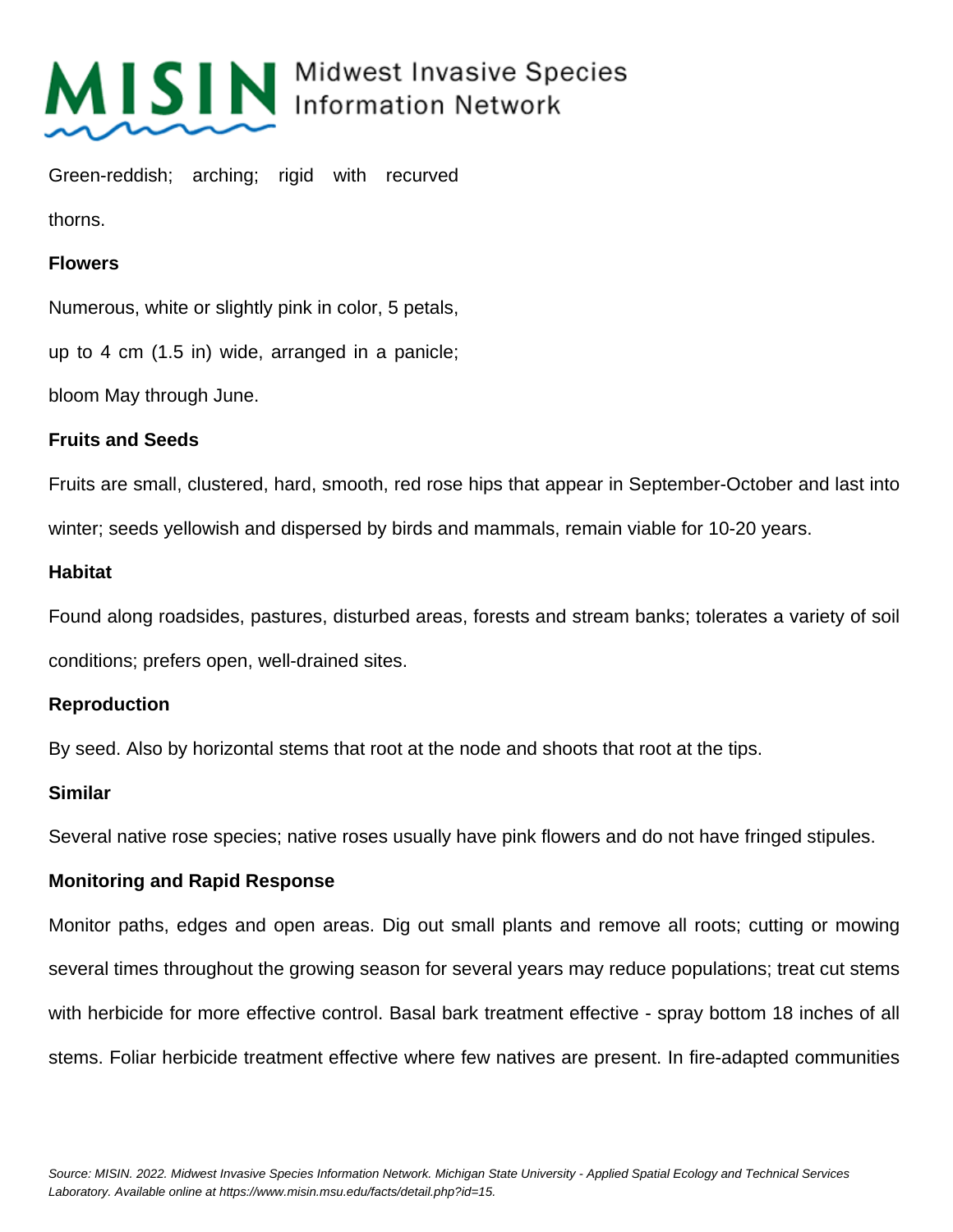Green-reddish; arching; rigid with recurved thorns.

**Flowers**

Numerous, white or slightly pink in color, 5 petals, up to 4 cm (1.5 in) wide, arranged in a panicle; bloom May through June.

**Fruits and Seeds**

Fruits are small, clustered, hard, smooth, red rose hips that appear in September-October and last into winter; seeds yellowish and dispersed by birds and mammals, remain viable for 10-20 years.

**Habitat**

Found along roadsides, pastures, disturbed areas, forests and stream banks; tolerates a variety of soil conditions; prefers open, well-drained sites.

**Reproduction**

By seed. Also by horizontal stems that root at the node and shoots that root at the tips.

**Similar**

Several native rose species; native roses usually have pink flowers and do not have fringed stipules.

**Monitoring and Rapid Response**

Monitor paths, edges and open areas. Dig out small plants and remove all roots; cutting or mowing several times throughout the growing season for several years may reduce populations; treat cut stems with herbicide for more effective control. Basal bark treatment effective - spray bottom 18 inches of all stems. Foliar herbicide treatment effective where few natives are present. In fire-adapted communities

*Source: MISIN. 2022. Midwest Invasive Species Information Network. Michigan State University - Applied Spatial Ecology and Technical Services Laboratory. Available online at https://www.misin.msu.edu/facts/detail.php?id=15.*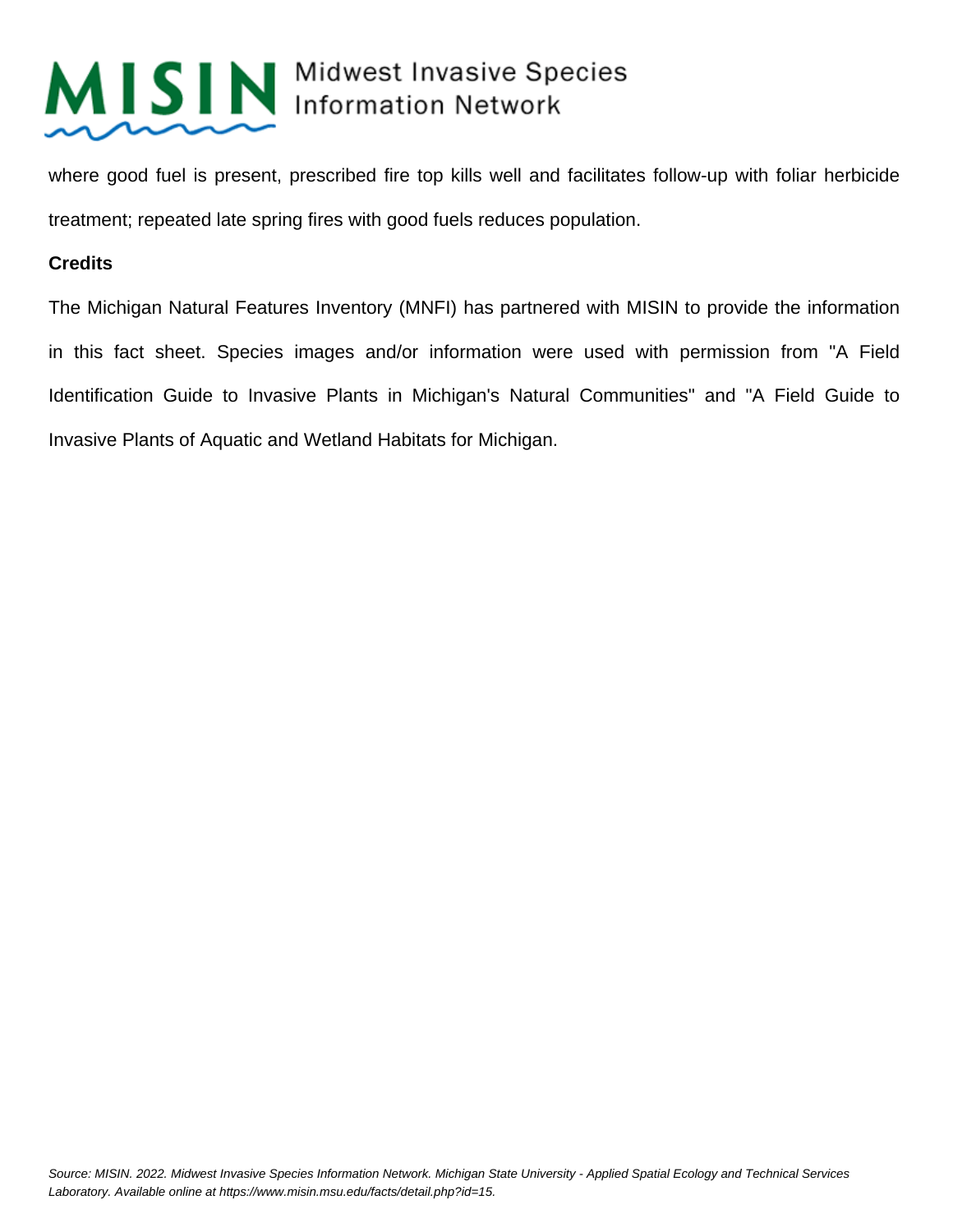where good fuel is present, prescribed fire top kills well and facilitates follow-up with foliar herbicide treatment; repeated late spring fires with good fuels reduces population.

**Credits**

The Michigan Natural Features Inventory (MNFI) has partnered with MISIN to provide the information in this fact sheet. Species images and/or information were used with permission from "A Field Identification Guide to Invasive Plants in Michigan's Natural Communities" and "A Field Guide to Invasive Plants of Aquatic and Wetland Habitats for Michigan.